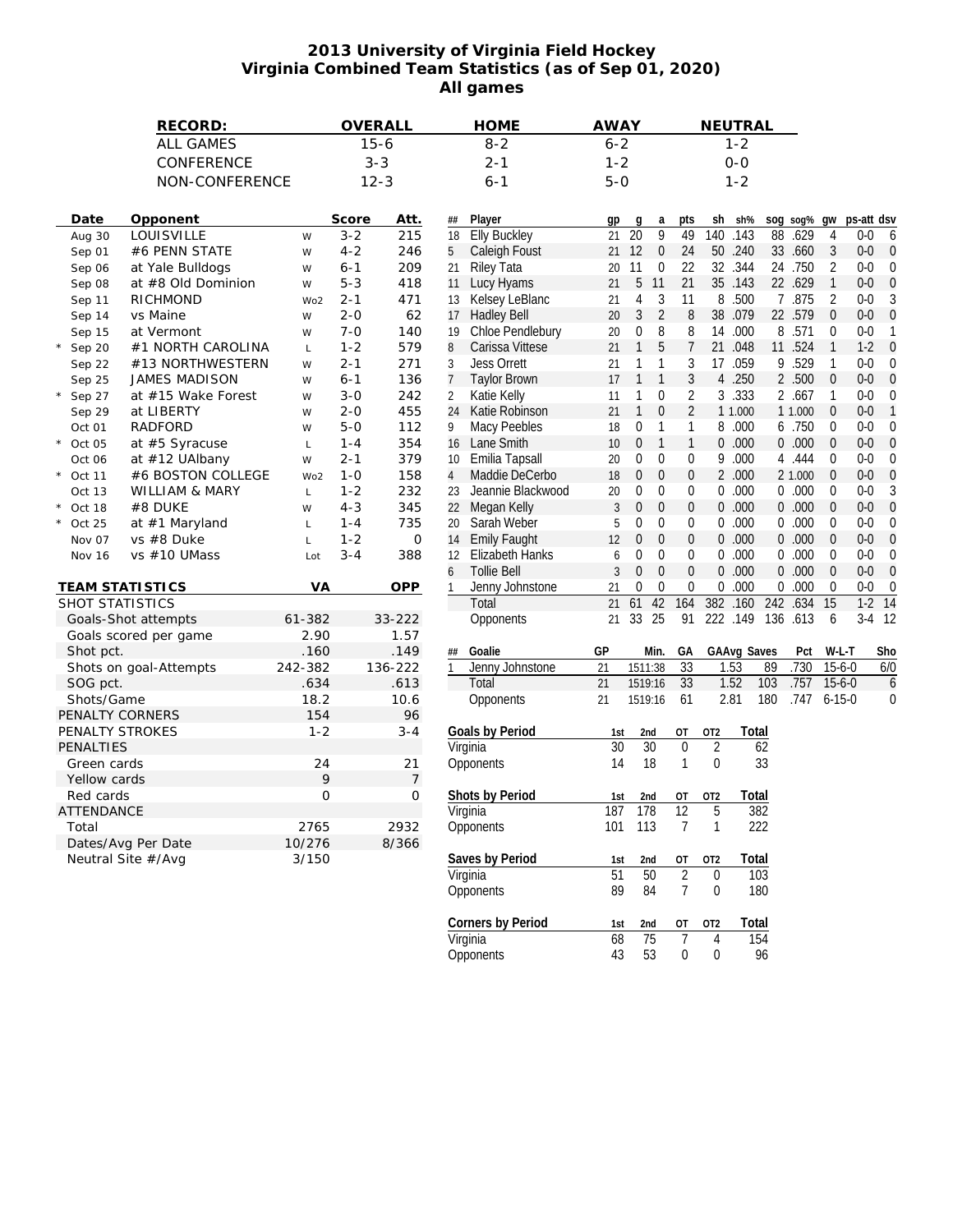# 2013 University of Virginia Field Hockey
## Virginia Combined Team Statistics (as of Sep 01, 2020)
### All games

| RECORD: | OVERALL | HOME | AWAY | NEUTRAL |
|---|---|---|---|---|
| ALL GAMES | 15-6 | 8-2 | 6-2 | 1-2 |
| CONFERENCE | 3-3 | 2-1 | 1-2 | 0-0 |
| NON-CONFERENCE | 12-3 | 6-1 | 5-0 | 1-2 |

| | Date | Opponent | | Score | Att. |
|---|---|---|---|---|---|
| | Aug 30 | LOUISVILLE | W | 3-2 | 215 |
| | Sep 01 | #6 PENN STATE | W | 4-2 | 246 |
| | Sep 06 | at Yale Bulldogs | W | 6-1 | 209 |
| | Sep 08 | at #8 Old Dominion | W | 5-3 | 418 |
| | Sep 11 | RICHMOND | Wo2 | 2-1 | 471 |
| | Sep 14 | vs Maine | W | 2-0 | 62 |
| | Sep 15 | at Vermont | W | 7-0 | 140 |
| * | Sep 20 | #1 NORTH CAROLINA | L | 1-2 | 579 |
| | Sep 22 | #13 NORTHWESTERN | W | 2-1 | 271 |
| | Sep 25 | JAMES MADISON | W | 6-1 | 136 |
| * | Sep 27 | at #15 Wake Forest | W | 3-0 | 242 |
| | Sep 29 | at LIBERTY | W | 2-0 | 455 |
| | Oct 01 | RADFORD | W | 5-0 | 112 |
| * | Oct 05 | at #5 Syracuse | L | 1-4 | 354 |
| | Oct 06 | at #12 UAlbany | W | 2-1 | 379 |
| * | Oct 11 | #6 BOSTON COLLEGE | Wo2 | 1-0 | 158 |
| | Oct 13 | WILLIAM & MARY | L | 1-2 | 232 |
| * | Oct 18 | #8 DUKE | W | 4-3 | 345 |
| * | Oct 25 | at #1 Maryland | L | 1-4 | 735 |
| | Nov 07 | vs #8 Duke | L | 1-2 | 0 |
| | Nov 16 | vs #10 UMass | Lot | 3-4 | 388 |

| TEAM STATISTICS | VA | OPP |
|---|---|---|
| SHOT STATISTICS | | |
| Goals-Shot attempts | 61-382 | 33-222 |
| Goals scored per game | 2.90 | 1.57 |
| Shot pct. | .160 | .149 |
| Shots on goal-Attempts | 242-382 | 136-222 |
| SOG pct. | .634 | .613 |
| Shots/Game | 18.2 | 10.6 |
| PENALTY CORNERS | 154 | 96 |
| PENALTY STROKES | 1-2 | 3-4 |
| PENALTIES | | |
| Green cards | 24 | 21 |
| Yellow cards | 9 | 7 |
| Red cards | 0 | 0 |
| ATTENDANCE | | |
| Total | 2765 | 2932 |
| Dates/Avg Per Date | 10/276 | 8/366 |
| Neutral Site #/Avg | 3/150 | |

| ## | Player | gp | g | a | pts | sh | sh% | sog | sog% | gw | ps-att | dsv |
|---|---|---|---|---|---|---|---|---|---|---|---|---|
| 18 | Elly Buckley | 21 | 20 | 9 | 49 | 140 | .143 | 88 | .629 | 4 | 0-0 | 6 |
| 5 | Caleigh Foust | 21 | 12 | 0 | 24 | 50 | .240 | 33 | .660 | 3 | 0-0 | 0 |
| 21 | Riley Tata | 20 | 11 | 0 | 22 | 32 | .344 | 24 | .750 | 2 | 0-0 | 0 |
| 11 | Lucy Hyams | 21 | 5 | 11 | 21 | 35 | .143 | 22 | .629 | 1 | 0-0 | 0 |
| 13 | Kelsey LeBlanc | 21 | 4 | 3 | 11 | 8 | .500 | 7 | .875 | 2 | 0-0 | 3 |
| 17 | Hadley Bell | 20 | 3 | 2 | 8 | 38 | .079 | 22 | .579 | 0 | 0-0 | 0 |
| 19 | Chloe Pendlebury | 20 | 0 | 8 | 8 | 14 | .000 | 8 | .571 | 0 | 0-0 | 1 |
| 8 | Carissa Vittese | 21 | 1 | 5 | 7 | 21 | .048 | 11 | .524 | 1 | 1-2 | 0 |
| 3 | Jess Orrett | 21 | 1 | 1 | 3 | 17 | .059 | 9 | .529 | 1 | 0-0 | 0 |
| 7 | Taylor Brown | 17 | 1 | 1 | 3 | 4 | .250 | 2 | .500 | 0 | 0-0 | 0 |
| 2 | Katie Kelly | 11 | 1 | 0 | 2 | 3 | .333 | 2 | .667 | 1 | 0-0 | 0 |
| 24 | Katie Robinson | 21 | 1 | 0 | 2 | 1 | 1.000 | 1 | 1.000 | 0 | 0-0 | 1 |
| 9 | Macy Peebles | 18 | 0 | 1 | 1 | 8 | .000 | 6 | .750 | 0 | 0-0 | 0 |
| 16 | Lane Smith | 10 | 0 | 1 | 1 | 0 | .000 | 0 | .000 | 0 | 0-0 | 0 |
| 10 | Emilia Tapsall | 20 | 0 | 0 | 0 | 9 | .000 | 4 | .444 | 0 | 0-0 | 0 |
| 4 | Maddie DeCerbo | 18 | 0 | 0 | 0 | 2 | .000 | 2 | 1.000 | 0 | 0-0 | 0 |
| 23 | Jeannie Blackwood | 20 | 0 | 0 | 0 | 0 | .000 | 0 | .000 | 0 | 0-0 | 3 |
| 22 | Megan Kelly | 3 | 0 | 0 | 0 | 0 | .000 | 0 | .000 | 0 | 0-0 | 0 |
| 20 | Sarah Weber | 5 | 0 | 0 | 0 | 0 | .000 | 0 | .000 | 0 | 0-0 | 0 |
| 14 | Emily Faught | 12 | 0 | 0 | 0 | 0 | .000 | 0 | .000 | 0 | 0-0 | 0 |
| 12 | Elizabeth Hanks | 6 | 0 | 0 | 0 | 0 | .000 | 0 | .000 | 0 | 0-0 | 0 |
| 6 | Tollie Bell | 3 | 0 | 0 | 0 | 0 | .000 | 0 | .000 | 0 | 0-0 | 0 |
| 1 | Jenny Johnstone | 21 | 0 | 0 | 0 | 0 | .000 | 0 | .000 | 0 | 0-0 | 0 |
| | Total | 21 | 61 | 42 | 164 | 382 | .160 | 242 | .634 | 15 | 1-2 | 14 |
| | Opponents | 21 | 33 | 25 | 91 | 222 | .149 | 136 | .613 | 6 | 3-4 | 12 |

| ## | Goalie | GP | Min. | GA | GAAvg | Saves | Pct | W-L-T | Sho |
|---|---|---|---|---|---|---|---|---|---|
| 1 | Jenny Johnstone | 21 | 1511:38 | 33 | 1.53 | 89 | .730 | 15-6-0 | 6/0 |
| | Total | 21 | 1519:16 | 33 | 1.52 | 103 | .757 | 15-6-0 | 6 |
| | Opponents | 21 | 1519:16 | 61 | 2.81 | 180 | .747 | 6-15-0 | 0 |

| Goals by Period | 1st | 2nd | OT | OT2 | Total |
|---|---|---|---|---|---|
| Virginia | 30 | 30 | 0 | 2 | 62 |
| Opponents | 14 | 18 | 1 | 0 | 33 |

| Shots by Period | 1st | 2nd | OT | OT2 | Total |
|---|---|---|---|---|---|
| Virginia | 187 | 178 | 12 | 5 | 382 |
| Opponents | 101 | 113 | 7 | 1 | 222 |

| Saves by Period | 1st | 2nd | OT | OT2 | Total |
|---|---|---|---|---|---|
| Virginia | 51 | 50 | 2 | 0 | 103 |
| Opponents | 89 | 84 | 7 | 0 | 180 |

| Corners by Period | 1st | 2nd | OT | OT2 | Total |
|---|---|---|---|---|---|
| Virginia | 68 | 75 | 7 | 4 | 154 |
| Opponents | 43 | 53 | 0 | 0 | 96 |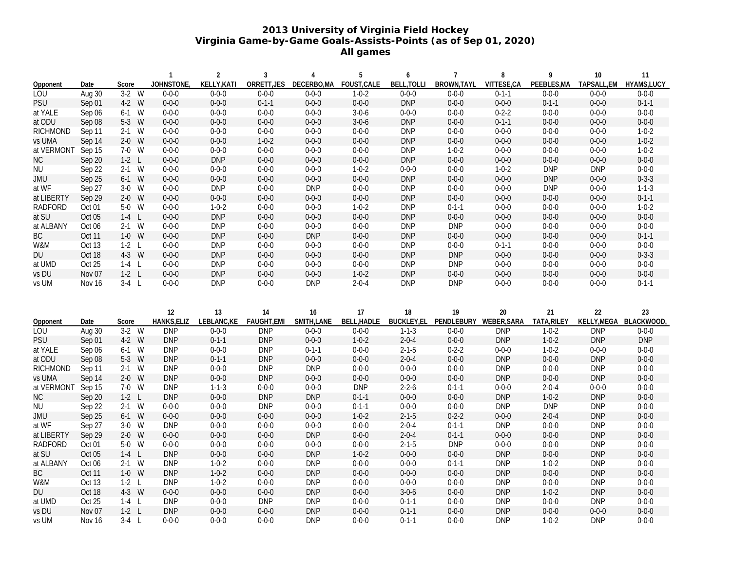## 2013 University of Virginia Field Hockey
## Virginia Game-by-Game Goals-Assists-Points (as of Sep 01, 2020)
## All games

| Opponent | Date | Score | | 1<br>JOHNSTONE, | 2<br>KELLY,KATI | 3<br>ORRETT,JES | 4<br>DECERBO,MA | 5<br>FOUST,CALE | 6<br>BELL,TOLLI | 7<br>BROWN,TAYL | 8<br>VITTESE,CA | 9<br>PEEBLES,MA | 10<br>TAPSALL,EM | 11<br>HYAMS,LUCY |
|---|---|---|---|---|---|---|---|---|---|---|---|---|---|---|
| LOU | Aug 30 | 3-2 | W | 0-0-0 | 0-0-0 | 0-0-0 | 0-0-0 | 1-0-2 | 0-0-0 | 0-0-0 | 0-1-1 | 0-0-0 | 0-0-0 | 0-0-0 |
| PSU | Sep 01 | 4-2 | W | 0-0-0 | 0-0-0 | 0-1-1 | 0-0-0 | 0-0-0 | DNP | 0-0-0 | 0-0-0 | 0-1-1 | 0-0-0 | 0-1-1 |
| at YALE | Sep 06 | 6-1 | W | 0-0-0 | 0-0-0 | 0-0-0 | 0-0-0 | 3-0-6 | 0-0-0 | 0-0-0 | 0-2-2 | 0-0-0 | 0-0-0 | 0-0-0 |
| at ODU | Sep 08 | 5-3 | W | 0-0-0 | 0-0-0 | 0-0-0 | 0-0-0 | 3-0-6 | DNP | 0-0-0 | 0-1-1 | 0-0-0 | 0-0-0 | 0-0-0 |
| RICHMOND | Sep 11 | 2-1 | W | 0-0-0 | 0-0-0 | 0-0-0 | 0-0-0 | 0-0-0 | DNP | 0-0-0 | 0-0-0 | 0-0-0 | 0-0-0 | 1-0-2 |
| vs UMA | Sep 14 | 2-0 | W | 0-0-0 | 0-0-0 | 1-0-2 | 0-0-0 | 0-0-0 | DNP | 0-0-0 | 0-0-0 | 0-0-0 | 0-0-0 | 1-0-2 |
| at VERMONT | Sep 15 | 7-0 | W | 0-0-0 | 0-0-0 | 0-0-0 | 0-0-0 | 0-0-0 | DNP | 1-0-2 | 0-0-0 | 0-0-0 | 0-0-0 | 1-0-2 |
| NC | Sep 20 | 1-2 | L | 0-0-0 | DNP | 0-0-0 | 0-0-0 | 0-0-0 | DNP | 0-0-0 | 0-0-0 | 0-0-0 | 0-0-0 | 0-0-0 |
| NU | Sep 22 | 2-1 | W | 0-0-0 | 0-0-0 | 0-0-0 | 0-0-0 | 1-0-2 | 0-0-0 | 0-0-0 | 1-0-2 | DNP | DNP | 0-0-0 |
| JMU | Sep 25 | 6-1 | W | 0-0-0 | 0-0-0 | 0-0-0 | 0-0-0 | 0-0-0 | DNP | 0-0-0 | 0-0-0 | DNP | 0-0-0 | 0-3-3 |
| at WF | Sep 27 | 3-0 | W | 0-0-0 | DNP | 0-0-0 | DNP | 0-0-0 | DNP | 0-0-0 | 0-0-0 | DNP | 0-0-0 | 1-1-3 |
| at LIBERTY | Sep 29 | 2-0 | W | 0-0-0 | 0-0-0 | 0-0-0 | 0-0-0 | 0-0-0 | DNP | 0-0-0 | 0-0-0 | 0-0-0 | 0-0-0 | 0-1-1 |
| RADFORD | Oct 01 | 5-0 | W | 0-0-0 | 1-0-2 | 0-0-0 | 0-0-0 | 1-0-2 | DNP | 0-1-1 | 0-0-0 | 0-0-0 | 0-0-0 | 1-0-2 |
| at SU | Oct 05 | 1-4 | L | 0-0-0 | DNP | 0-0-0 | 0-0-0 | 0-0-0 | DNP | 0-0-0 | 0-0-0 | 0-0-0 | 0-0-0 | 0-0-0 |
| at ALBANY | Oct 06 | 2-1 | W | 0-0-0 | DNP | 0-0-0 | 0-0-0 | 0-0-0 | DNP | DNP | 0-0-0 | 0-0-0 | 0-0-0 | 0-0-0 |
| BC | Oct 11 | 1-0 | W | 0-0-0 | DNP | 0-0-0 | DNP | 0-0-0 | DNP | 0-0-0 | 0-0-0 | 0-0-0 | 0-0-0 | 0-1-1 |
| W&M | Oct 13 | 1-2 | L | 0-0-0 | DNP | 0-0-0 | 0-0-0 | 0-0-0 | DNP | 0-0-0 | 0-1-1 | 0-0-0 | 0-0-0 | 0-0-0 |
| DU | Oct 18 | 4-3 | W | 0-0-0 | DNP | 0-0-0 | 0-0-0 | 0-0-0 | DNP | DNP | 0-0-0 | 0-0-0 | 0-0-0 | 0-3-3 |
| at UMD | Oct 25 | 1-4 | L | 0-0-0 | DNP | 0-0-0 | 0-0-0 | 0-0-0 | DNP | DNP | 0-0-0 | 0-0-0 | 0-0-0 | 0-0-0 |
| vs DU | Nov 07 | 1-2 | L | 0-0-0 | DNP | 0-0-0 | 0-0-0 | 1-0-2 | DNP | 0-0-0 | 0-0-0 | 0-0-0 | 0-0-0 | 0-0-0 |
| vs UM | Nov 16 | 3-4 | L | 0-0-0 | DNP | 0-0-0 | DNP | 2-0-4 | DNP | DNP | 0-0-0 | 0-0-0 | 0-0-0 | 0-1-1 |

| Opponent | Date | Score | | 12<br>HANKS,ELIZ | 13<br>LEBLANC,KE | 14<br>FAUGHT,EMI | 16<br>SMITH,LANE | 17<br>BELL,HADLE | 18<br>BUCKLEY,EL | 19<br>PENDLEBURY | 20<br>WEBER,SARA | 21<br>TATA,RILEY | 22<br>KELLY,MEGA | 23<br>BLACKWOOD, |
|---|---|---|---|---|---|---|---|---|---|---|---|---|---|---|
| LOU | Aug 30 | 3-2 | W | DNP | 0-0-0 | DNP | 0-0-0 | 0-0-0 | 1-1-3 | 0-0-0 | DNP | 1-0-2 | DNP | 0-0-0 |
| PSU | Sep 01 | 4-2 | W | DNP | 0-1-1 | DNP | 0-0-0 | 1-0-2 | 2-0-4 | 0-0-0 | DNP | 1-0-2 | DNP | DNP |
| at YALE | Sep 06 | 6-1 | W | DNP | 0-0-0 | DNP | 0-1-1 | 0-0-0 | 2-1-5 | 0-2-2 | 0-0-0 | 1-0-2 | 0-0-0 | 0-0-0 |
| at ODU | Sep 08 | 5-3 | W | DNP | 0-1-1 | DNP | 0-0-0 | 0-0-0 | 2-0-4 | 0-0-0 | DNP | 0-0-0 | DNP | 0-0-0 |
| RICHMOND | Sep 11 | 2-1 | W | DNP | 0-0-0 | DNP | DNP | 0-0-0 | 0-0-0 | 0-0-0 | DNP | 0-0-0 | DNP | 0-0-0 |
| vs UMA | Sep 14 | 2-0 | W | DNP | 0-0-0 | DNP | 0-0-0 | 0-0-0 | 0-0-0 | 0-0-0 | DNP | 0-0-0 | DNP | 0-0-0 |
| at VERMONT | Sep 15 | 7-0 | W | DNP | 1-1-3 | 0-0-0 | 0-0-0 | DNP | 2-2-6 | 0-1-1 | 0-0-0 | 2-0-4 | 0-0-0 | 0-0-0 |
| NC | Sep 20 | 1-2 | L | DNP | 0-0-0 | DNP | DNP | 0-1-1 | 0-0-0 | 0-0-0 | DNP | 1-0-2 | DNP | 0-0-0 |
| NU | Sep 22 | 2-1 | W | 0-0-0 | 0-0-0 | DNP | 0-0-0 | 0-1-1 | 0-0-0 | 0-0-0 | DNP | DNP | DNP | 0-0-0 |
| JMU | Sep 25 | 6-1 | W | 0-0-0 | 0-0-0 | 0-0-0 | 0-0-0 | 1-0-2 | 2-1-5 | 0-2-2 | 0-0-0 | 2-0-4 | DNP | 0-0-0 |
| at WF | Sep 27 | 3-0 | W | DNP | 0-0-0 | 0-0-0 | 0-0-0 | 0-0-0 | 2-0-4 | 0-1-1 | DNP | 0-0-0 | DNP | 0-0-0 |
| at LIBERTY | Sep 29 | 2-0 | W | 0-0-0 | 0-0-0 | 0-0-0 | DNP | 0-0-0 | 2-0-4 | 0-1-1 | 0-0-0 | 0-0-0 | DNP | 0-0-0 |
| RADFORD | Oct 01 | 5-0 | W | 0-0-0 | 0-0-0 | 0-0-0 | 0-0-0 | 0-0-0 | 2-1-5 | DNP | 0-0-0 | 0-0-0 | DNP | 0-0-0 |
| at SU | Oct 05 | 1-4 | L | DNP | 0-0-0 | 0-0-0 | DNP | 1-0-2 | 0-0-0 | 0-0-0 | DNP | 0-0-0 | DNP | 0-0-0 |
| at ALBANY | Oct 06 | 2-1 | W | DNP | 1-0-2 | 0-0-0 | DNP | 0-0-0 | 0-0-0 | 0-1-1 | DNP | 1-0-2 | DNP | 0-0-0 |
| BC | Oct 11 | 1-0 | W | DNP | 1-0-2 | 0-0-0 | DNP | 0-0-0 | 0-0-0 | 0-0-0 | DNP | 0-0-0 | DNP | 0-0-0 |
| W&M | Oct 13 | 1-2 | L | DNP | 1-0-2 | 0-0-0 | DNP | 0-0-0 | 0-0-0 | 0-0-0 | DNP | 0-0-0 | DNP | 0-0-0 |
| DU | Oct 18 | 4-3 | W | 0-0-0 | 0-0-0 | 0-0-0 | DNP | 0-0-0 | 3-0-6 | 0-0-0 | DNP | 1-0-2 | DNP | 0-0-0 |
| at UMD | Oct 25 | 1-4 | L | DNP | 0-0-0 | DNP | DNP | 0-0-0 | 0-1-1 | 0-0-0 | DNP | 0-0-0 | DNP | 0-0-0 |
| vs DU | Nov 07 | 1-2 | L | DNP | 0-0-0 | 0-0-0 | DNP | 0-0-0 | 0-1-1 | 0-0-0 | DNP | 0-0-0 | 0-0-0 | 0-0-0 |
| vs UM | Nov 16 | 3-4 | L | 0-0-0 | 0-0-0 | 0-0-0 | DNP | 0-0-0 | 0-1-1 | 0-0-0 | DNP | 1-0-2 | DNP | 0-0-0 |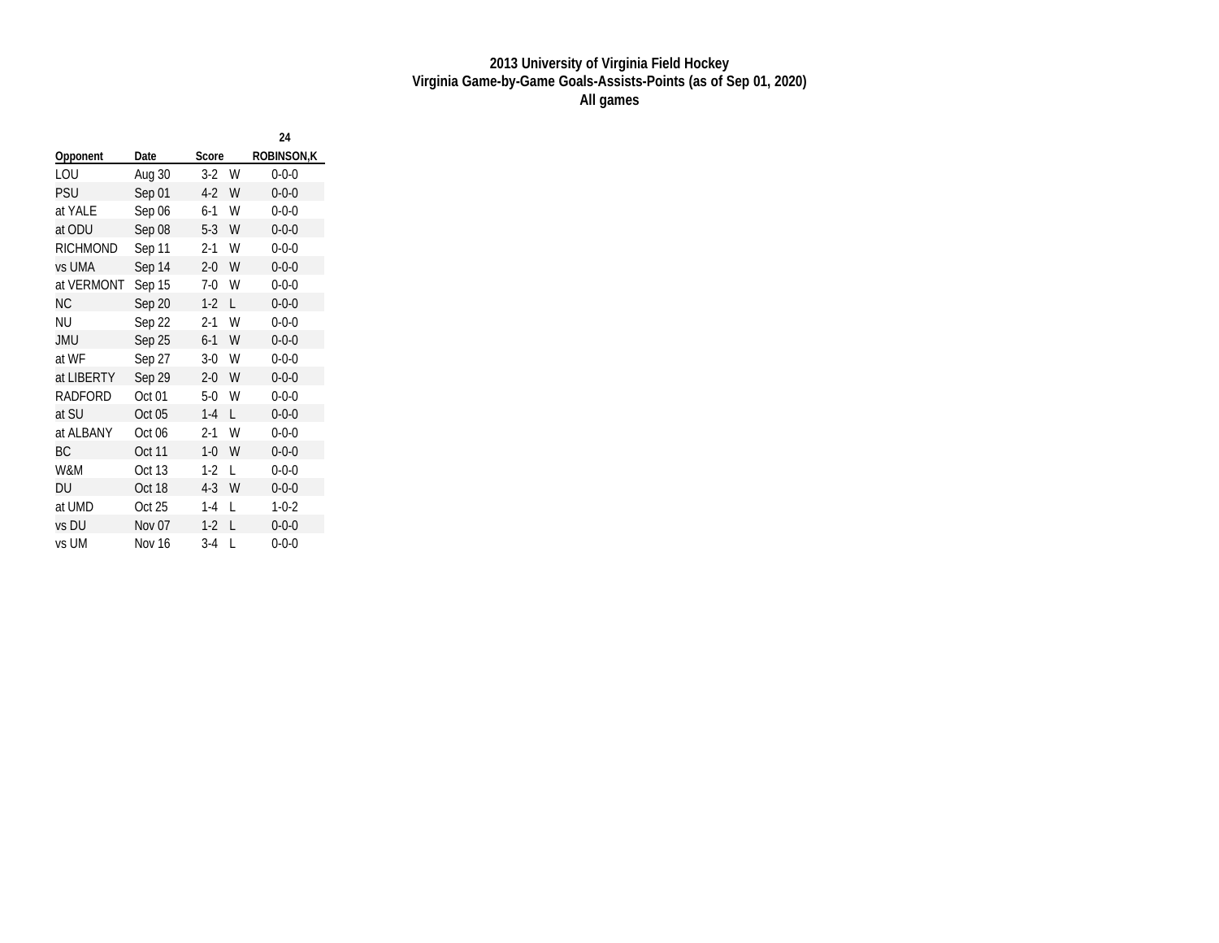**2013 University of Virginia Field Hockey**
**Virginia Game-by-Game Goals-Assists-Points (as of Sep 01, 2020)**
**All games**

| | | | | 24 |
|---|---|---|---|---|
| **Opponent** | **Date** | **Score** | | **ROBINSON,K** |
| LOU | Aug 30 | 3-2 | W | 0-0-0 |
| PSU | Sep 01 | 4-2 | W | 0-0-0 |
| at YALE | Sep 06 | 6-1 | W | 0-0-0 |
| at ODU | Sep 08 | 5-3 | W | 0-0-0 |
| RICHMOND | Sep 11 | 2-1 | W | 0-0-0 |
| vs UMA | Sep 14 | 2-0 | W | 0-0-0 |
| at VERMONT | Sep 15 | 7-0 | W | 0-0-0 |
| NC | Sep 20 | 1-2 | L | 0-0-0 |
| NU | Sep 22 | 2-1 | W | 0-0-0 |
| JMU | Sep 25 | 6-1 | W | 0-0-0 |
| at WF | Sep 27 | 3-0 | W | 0-0-0 |
| at LIBERTY | Sep 29 | 2-0 | W | 0-0-0 |
| RADFORD | Oct 01 | 5-0 | W | 0-0-0 |
| at SU | Oct 05 | 1-4 | L | 0-0-0 |
| at ALBANY | Oct 06 | 2-1 | W | 0-0-0 |
| BC | Oct 11 | 1-0 | W | 0-0-0 |
| W&M | Oct 13 | 1-2 | L | 0-0-0 |
| DU | Oct 18 | 4-3 | W | 0-0-0 |
| at UMD | Oct 25 | 1-4 | L | 1-0-2 |
| vs DU | Nov 07 | 1-2 | L | 0-0-0 |
| vs UM | Nov 16 | 3-4 | L | 0-0-0 |